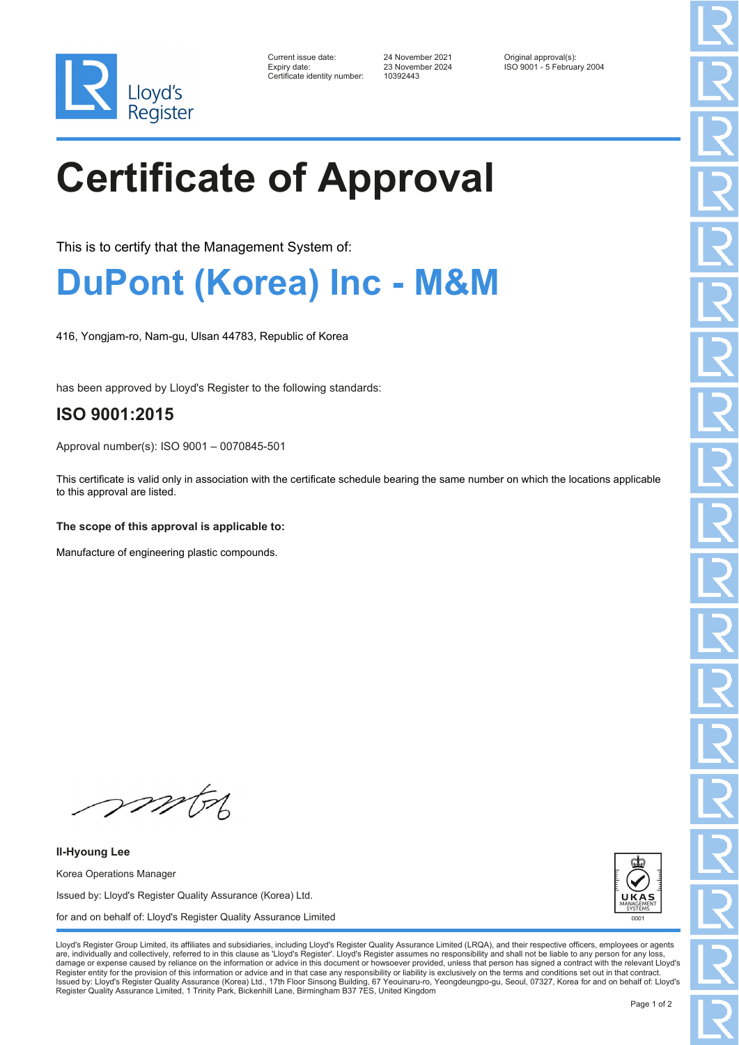Lloyd's Register

Current issue date: 24 November 2021
Expiry date: 23 November 2024
Certificate identity number: 10392443

Original approval(s):
ISO 9001 - 5 February 2004

# Certificate of Approval

This is to certify that the Management System of:

## DuPont (Korea) Inc - M&M

416, Yongjam-ro, Nam-gu, Ulsan 44783, Republic of Korea

has been approved by Lloyd's Register to the following standards:

## ISO 9001:2015

Approval number(s): ISO 9001 – 0070845-501

This certificate is valid only in association with the certificate schedule bearing the same number on which the locations applicable to this approval are listed.

**The scope of this approval is applicable to:**

Manufacture of engineering plastic compounds.

**Il-Hyoung Lee**

Korea Operations Manager

Issued by: Lloyd's Register Quality Assurance (Korea) Ltd.

for and on behalf of: Lloyd's Register Quality Assurance Limited

UKAS MANAGEMENT SYSTEMS 0001

Lloyd's Register Group Limited, its affiliates and subsidiaries, including Lloyd's Register Quality Assurance Limited (LRQA), and their respective officers, employees or agents are, individually and collectively, referred to in this clause as 'Lloyd's Register'. Lloyd's Register assumes no responsibility and shall not be liable to any person for any loss, damage or expense caused by reliance on the information or advice in this document or howsoever provided, unless that person has signed a contract with the relevant Lloyd's Register entity for the provision of this information or advice and in that case any responsibility or liability is exclusively on the terms and conditions set out in that contract.
Issued by: Lloyd's Register Quality Assurance (Korea) Ltd., 17th Floor Sinsong Building, 67 Yeouinaru-ro, Yeongdeungpo-gu, Seoul, 07327, Korea for and on behalf of: Lloyd's Register Quality Assurance Limited, 1 Trinity Park, Bickenhill Lane, Birmingham B37 7ES, United Kingdom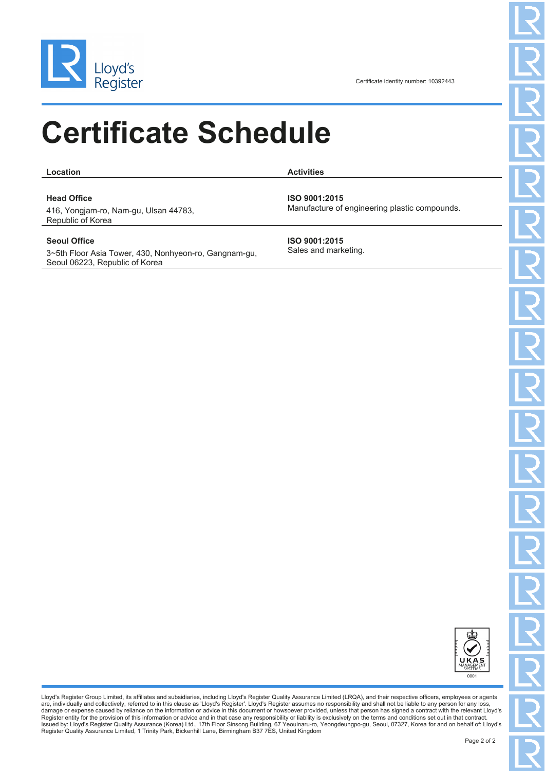Certificate identity number: 10392443

# Certificate Schedule

| Location | Activities |
|---|---|
| **Head Office**<br>416, Yongjam-ro, Nam-gu, Ulsan 44783, Republic of Korea | **ISO 9001:2015**<br>Manufacture of engineering plastic compounds. |
| **Seoul Office**<br>3~5th Floor Asia Tower, 430, Nonhyeon-ro, Gangnam-gu, Seoul 06223, Republic of Korea | **ISO 9001:2015**<br>Sales and marketing. |

UKAS MANAGEMENT SYSTEMS 0001

Lloyd's Register Group Limited, its affiliates and subsidiaries, including Lloyd's Register Quality Assurance Limited (LRQA), and their respective officers, employees or agents are, individually and collectively, referred to in this clause as 'Lloyd's Register'. Lloyd's Register assumes no responsibility and shall not be liable to any person for any loss, damage or expense caused by reliance on the information or advice in this document or howsoever provided, unless that person has signed a contract with the relevant Lloyd's Register entity for the provision of this information or advice and in that case any responsibility or liability is exclusively on the terms and conditions set out in that contract.
Issued by: Lloyd's Register Quality Assurance (Korea) Ltd., 17th Floor Sinsong Building, 67 Yeouinaru-ro, Yeongdeungpo-gu, Seoul, 07327, Korea for and on behalf of: Lloyd's Register Quality Assurance Limited, 1 Trinity Park, Bickenhill Lane, Birmingham B37 7ES, United Kingdom